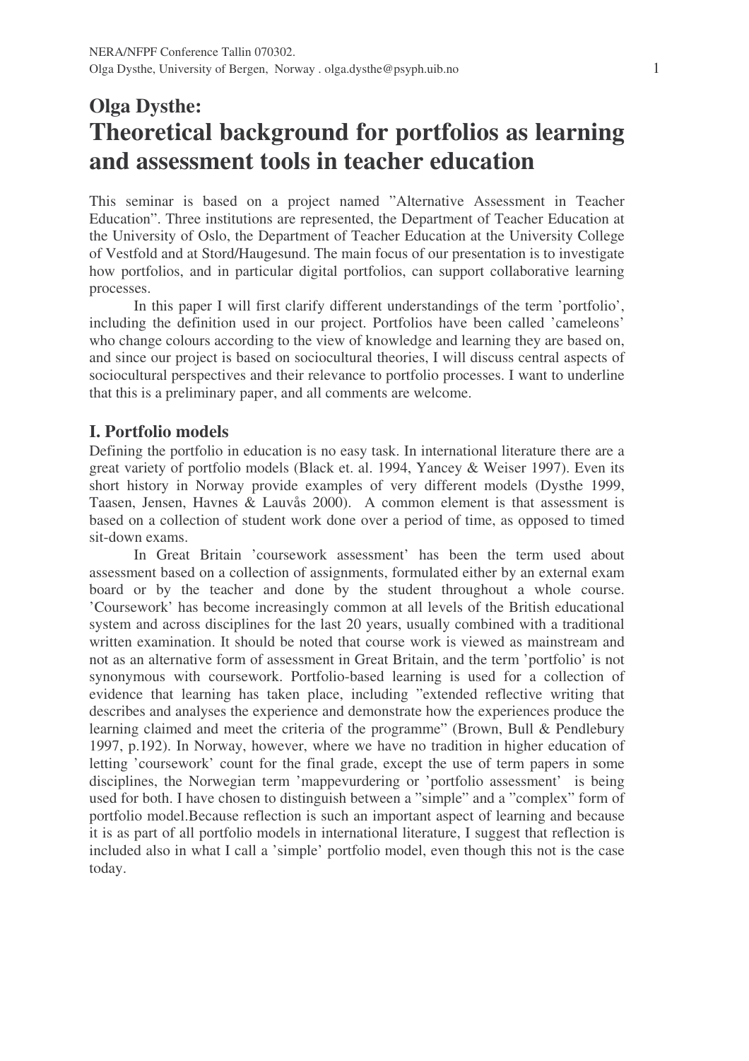NERA/NFPF Conference Tallin 070302.
Olga Dysthe, University of Bergen, Norway . olga.dysthe@psyph.uib.no

# Olga Dysthe:
# Theoretical background for portfolios as learning and assessment tools in teacher education

This seminar is based on a project named ”Alternative Assessment in Teacher Education”. Three institutions are represented, the Department of Teacher Education at the University of Oslo, the Department of Teacher Education at the University College of Vestfold and at Stord/Haugesund. The main focus of our presentation is to investigate how portfolios, and in particular digital portfolios, can support collaborative learning processes.

In this paper I will first clarify different understandings of the term ’portfolio’, including the definition used in our project. Portfolios have been called ’cameleons’ who change colours according to the view of knowledge and learning they are based on, and since our project is based on sociocultural theories, I will discuss central aspects of sociocultural perspectives and their relevance to portfolio processes. I want to underline that this is a preliminary paper, and all comments are welcome.

## I. Portfolio models

Defining the portfolio in education is no easy task. In international literature there are a great variety of portfolio models (Black et. al. 1994, Yancey & Weiser 1997). Even its short history in Norway provide examples of very different models (Dysthe 1999, Taasen, Jensen, Havnes & Lauvås 2000). A common element is that assessment is based on a collection of student work done over a period of time, as opposed to timed sit-down exams.

In Great Britain ’coursework assessment’ has been the term used about assessment based on a collection of assignments, formulated either by an external exam board or by the teacher and done by the student throughout a whole course. ’Coursework’ has become increasingly common at all levels of the British educational system and across disciplines for the last 20 years, usually combined with a traditional written examination. It should be noted that course work is viewed as mainstream and not as an alternative form of assessment in Great Britain, and the term ’portfolio’ is not synonymous with coursework. Portfolio-based learning is used for a collection of evidence that learning has taken place, including ”extended reflective writing that describes and analyses the experience and demonstrate how the experiences produce the learning claimed and meet the criteria of the programme” (Brown, Bull & Pendlebury 1997, p.192). In Norway, however, where we have no tradition in higher education of letting ’coursework’ count for the final grade, except the use of term papers in some disciplines, the Norwegian term ’mappevurdering or ’portfolio assessment’ is being used for both. I have chosen to distinguish between a ”simple” and a ”complex” form of portfolio model.Because reflection is such an important aspect of learning and because it is as part of all portfolio models in international literature, I suggest that reflection is included also in what I call a ’simple’ portfolio model, even though this not is the case today.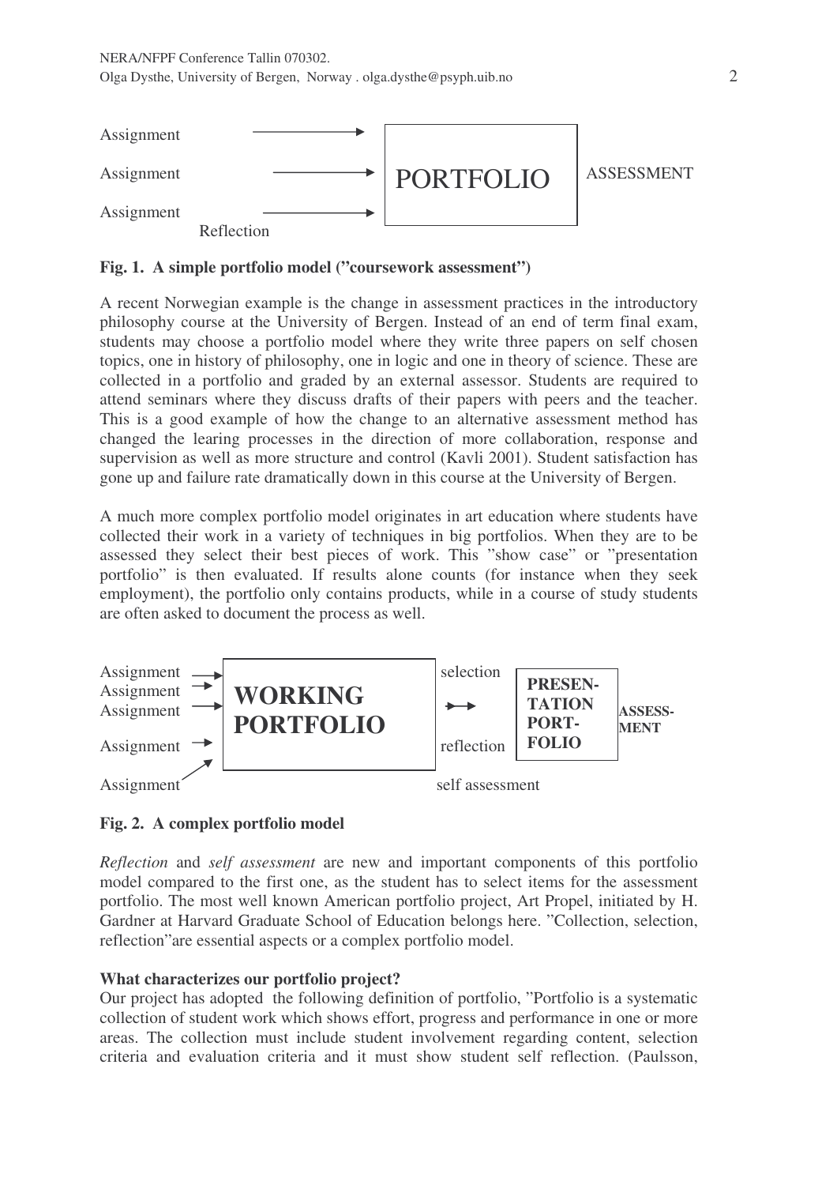Assignment → PORTFOLIO ASSESSMENT

Assignment →

Assignment →

Reflection

**Fig. 1. A simple portfolio model ("coursework assessment")**

A recent Norwegian example is the change in assessment practices in the introductory philosophy course at the University of Bergen. Instead of an end of term final exam, students may choose a portfolio model where they write three papers on self chosen topics, one in history of philosophy, one in logic and one in theory of science. These are collected in a portfolio and graded by an external assessor. Students are required to attend seminars where they discuss drafts of their papers with peers and the teacher. This is a good example of how the change to an alternative assessment method has changed the learing processes in the direction of more collaboration, response and supervision as well as more structure and control (Kavli 2001). Student satisfaction has gone up and failure rate dramatically down in this course at the University of Bergen.

A much more complex portfolio model originates in art education where students have collected their work in a variety of techniques in big portfolios. When they are to be assessed they select their best pieces of work. This "show case" or "presentation portfolio" is then evaluated. If results alone counts (for instance when they seek employment), the portfolio only contains products, while in a course of study students are often asked to document the process as well.

Assignment →
Assignment →
Assignment → **WORKING PORTFOLIO** selection → **PRESEN-TATION PORT-FOLIO** **ASSESS-MENT**
Assignment → reflection
Assignment ↗ self assessment

**Fig. 2. A complex portfolio model**

*Reflection* and *self assessment* are new and important components of this portfolio model compared to the first one, as the student has to select items for the assessment portfolio. The most well known American portfolio project, Art Propel, initiated by H. Gardner at Harvard Graduate School of Education belongs here. "Collection, selection, reflection"are essential aspects or a complex portfolio model.

**What characterizes our portfolio project?**

Our project has adopted the following definition of portfolio, "Portfolio is a systematic collection of student work which shows effort, progress and performance in one or more areas. The collection must include student involvement regarding content, selection criteria and evaluation criteria and it must show student self reflection. (Paulsson,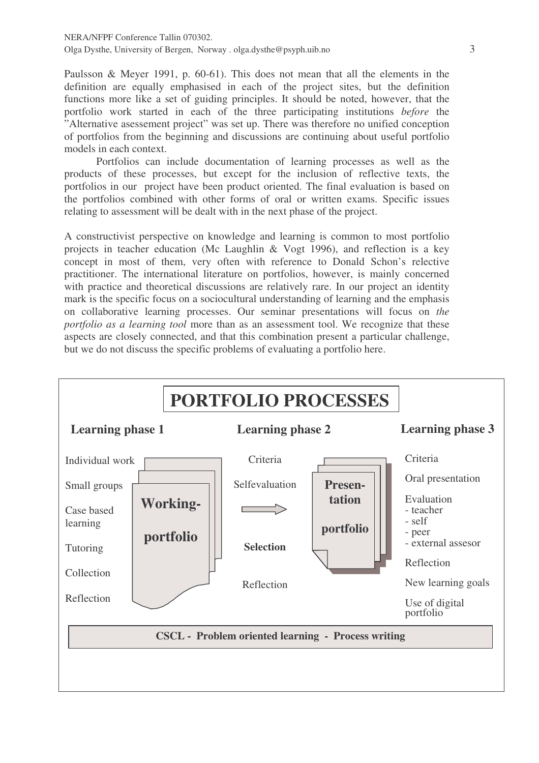Paulsson & Meyer 1991, p. 60-61). This does not mean that all the elements in the definition are equally emphasised in each of the project sites, but the definition functions more like a set of guiding principles. It should be noted, however, that the portfolio work started in each of the three participating institutions *before* the "Alternative asesessement project" was set up. There was therefore no unified conception of portfolios from the beginning and discussions are continuing about useful portfolio models in each context.

Portfolios can include documentation of learning processes as well as the products of these processes, but except for the inclusion of reflective texts, the portfolios in our project have been product oriented. The final evaluation is based on the portfolios combined with other forms of oral or written exams. Specific issues relating to assessment will be dealt with in the next phase of the project.

A constructivist perspective on knowledge and learning is common to most portfolio projects in teacher education (Mc Laughlin & Vogt 1996), and reflection is a key concept in most of them, very often with reference to Donald Schon's relective practitioner. The international literature on portfolios, however, is mainly concerned with practice and theoretical discussions are relatively rare. In our project an identity mark is the specific focus on a sociocultural understanding of learning and the emphasis on collaborative learning processes. Our seminar presentations will focus on *the portfolio as a learning tool* more than as an assessment tool. We recognize that these aspects are closely connected, and that this combination present a particular challenge, but we do not discuss the specific problems of evaluating a portfolio here.

**PORTFOLIO PROCESSES**

**Learning phase 1**
- Individual work
- Small groups
- Case based learning
- Tutoring
- Collection
- Reflection

**Working-portfolio**

**Learning phase 2**
- Criteria
- Selfevaluation
- **Selection**
- Reflection

**Presen-tation portfolio**

**Learning phase 3**
- Criteria
- Oral presentation
- Evaluation
  - teacher
  - self
  - peer
  - external assesor
- Reflection
- New learning goals
- Use of digital portfolio

**CSCL - Problem oriented learning - Process writing**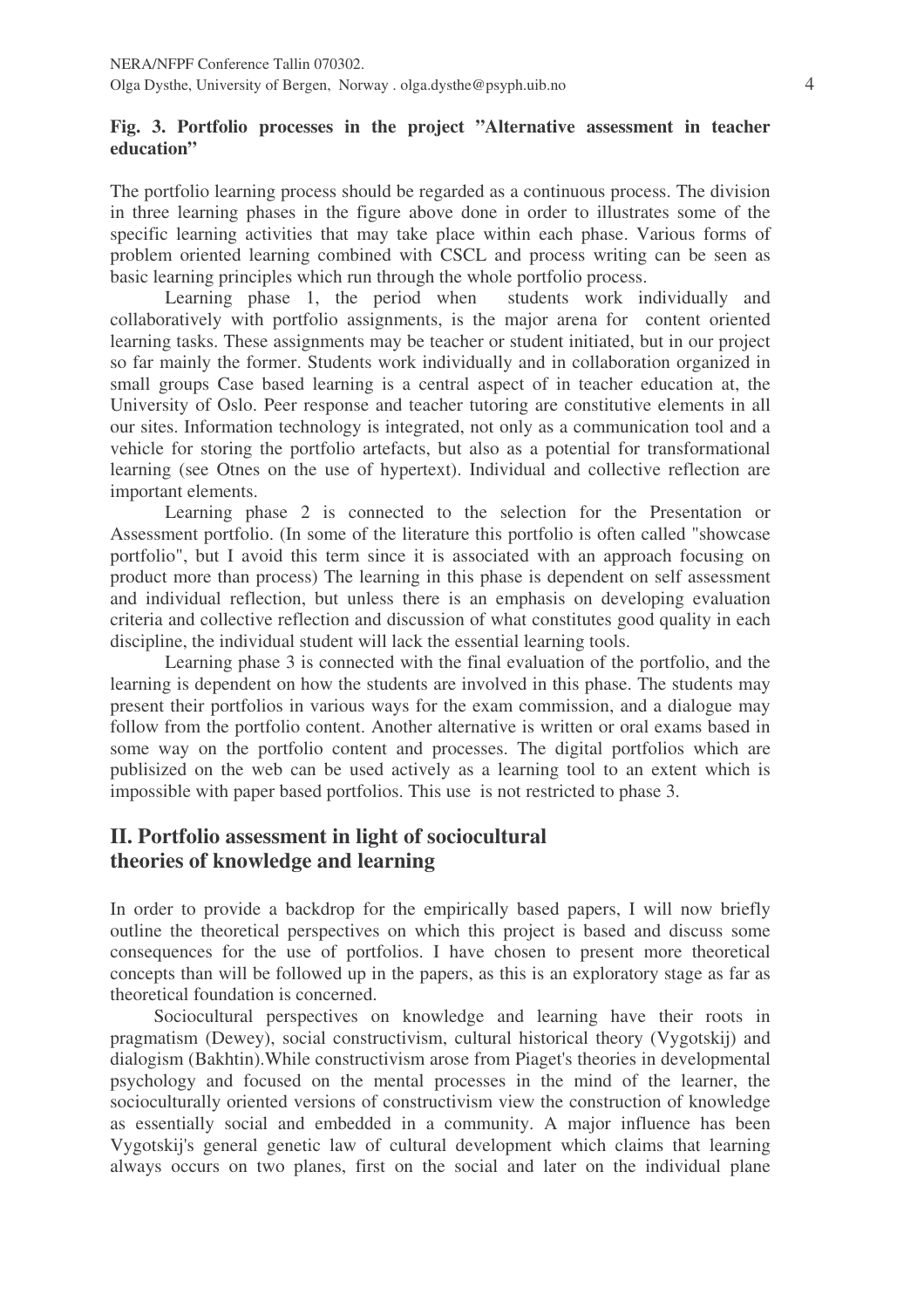**Fig. 3. Portfolio processes in the project "Alternative assessment in teacher education"**

The portfolio learning process should be regarded as a continuous process. The division in three learning phases in the figure above done in order to illustrates some of the specific learning activities that may take place within each phase. Various forms of problem oriented learning combined with CSCL and process writing can be seen as basic learning principles which run through the whole portfolio process.

Learning phase 1, the period when students work individually and collaboratively with portfolio assignments, is the major arena for content oriented learning tasks. These assignments may be teacher or student initiated, but in our project so far mainly the former. Students work individually and in collaboration organized in small groups Case based learning is a central aspect of in teacher education at, the University of Oslo. Peer response and teacher tutoring are constitutive elements in all our sites. Information technology is integrated, not only as a communication tool and a vehicle for storing the portfolio artefacts, but also as a potential for transformational learning (see Otnes on the use of hypertext). Individual and collective reflection are important elements.

Learning phase 2 is connected to the selection for the Presentation or Assessment portfolio. (In some of the literature this portfolio is often called "showcase portfolio", but I avoid this term since it is associated with an approach focusing on product more than process) The learning in this phase is dependent on self assessment and individual reflection, but unless there is an emphasis on developing evaluation criteria and collective reflection and discussion of what constitutes good quality in each discipline, the individual student will lack the essential learning tools.

Learning phase 3 is connected with the final evaluation of the portfolio, and the learning is dependent on how the students are involved in this phase. The students may present their portfolios in various ways for the exam commission, and a dialogue may follow from the portfolio content. Another alternative is written or oral exams based in some way on the portfolio content and processes. The digital portfolios which are publisized on the web can be used actively as a learning tool to an extent which is impossible with paper based portfolios. This use is not restricted to phase 3.

## II. Portfolio assessment in light of sociocultural theories of knowledge and learning

In order to provide a backdrop for the empirically based papers, I will now briefly outline the theoretical perspectives on which this project is based and discuss some consequences for the use of portfolios. I have chosen to present more theoretical concepts than will be followed up in the papers, as this is an exploratory stage as far as theoretical foundation is concerned.

Sociocultural perspectives on knowledge and learning have their roots in pragmatism (Dewey), social constructivism, cultural historical theory (Vygotskij) and dialogism (Bakhtin).While constructivism arose from Piaget's theories in developmental psychology and focused on the mental processes in the mind of the learner, the socioculturally oriented versions of constructivism view the construction of knowledge as essentially social and embedded in a community. A major influence has been Vygotskij's general genetic law of cultural development which claims that learning always occurs on two planes, first on the social and later on the individual plane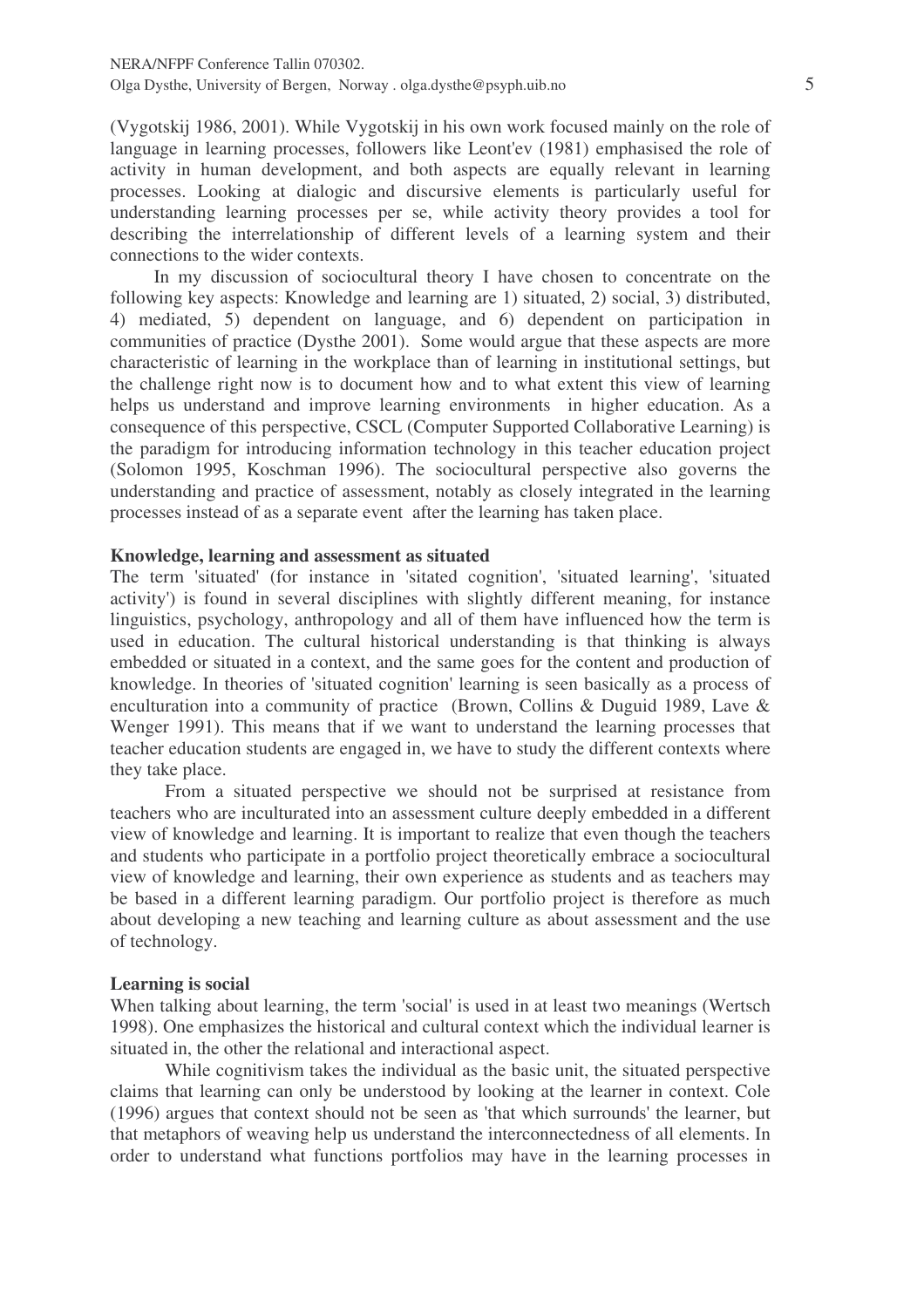(Vygotskij 1986, 2001). While Vygotskij in his own work focused mainly on the role of language in learning processes, followers like Leont'ev (1981) emphasised the role of activity in human development, and both aspects are equally relevant in learning processes. Looking at dialogic and discursive elements is particularly useful for understanding learning processes per se, while activity theory provides a tool for describing the interrelationship of different levels of a learning system and their connections to the wider contexts.

In my discussion of sociocultural theory I have chosen to concentrate on the following key aspects: Knowledge and learning are 1) situated, 2) social, 3) distributed, 4) mediated, 5) dependent on language, and 6) dependent on participation in communities of practice (Dysthe 2001). Some would argue that these aspects are more characteristic of learning in the workplace than of learning in institutional settings, but the challenge right now is to document how and to what extent this view of learning helps us understand and improve learning environments in higher education. As a consequence of this perspective, CSCL (Computer Supported Collaborative Learning) is the paradigm for introducing information technology in this teacher education project (Solomon 1995, Koschman 1996). The sociocultural perspective also governs the understanding and practice of assessment, notably as closely integrated in the learning processes instead of as a separate event after the learning has taken place.

**Knowledge, learning and assessment as situated**

The term 'situated' (for instance in 'sitated cognition', 'situated learning', 'situated activity') is found in several disciplines with slightly different meaning, for instance linguistics, psychology, anthropology and all of them have influenced how the term is used in education. The cultural historical understanding is that thinking is always embedded or situated in a context, and the same goes for the content and production of knowledge. In theories of 'situated cognition' learning is seen basically as a process of enculturation into a community of practice (Brown, Collins & Duguid 1989, Lave & Wenger 1991). This means that if we want to understand the learning processes that teacher education students are engaged in, we have to study the different contexts where they take place.

From a situated perspective we should not be surprised at resistance from teachers who are inculturated into an assessment culture deeply embedded in a different view of knowledge and learning. It is important to realize that even though the teachers and students who participate in a portfolio project theoretically embrace a sociocultural view of knowledge and learning, their own experience as students and as teachers may be based in a different learning paradigm. Our portfolio project is therefore as much about developing a new teaching and learning culture as about assessment and the use of technology.

**Learning is social**

When talking about learning, the term 'social' is used in at least two meanings (Wertsch 1998). One emphasizes the historical and cultural context which the individual learner is situated in, the other the relational and interactional aspect.

While cognitivism takes the individual as the basic unit, the situated perspective claims that learning can only be understood by looking at the learner in context. Cole (1996) argues that context should not be seen as 'that which surrounds' the learner, but that metaphors of weaving help us understand the interconnectedness of all elements. In order to understand what functions portfolios may have in the learning processes in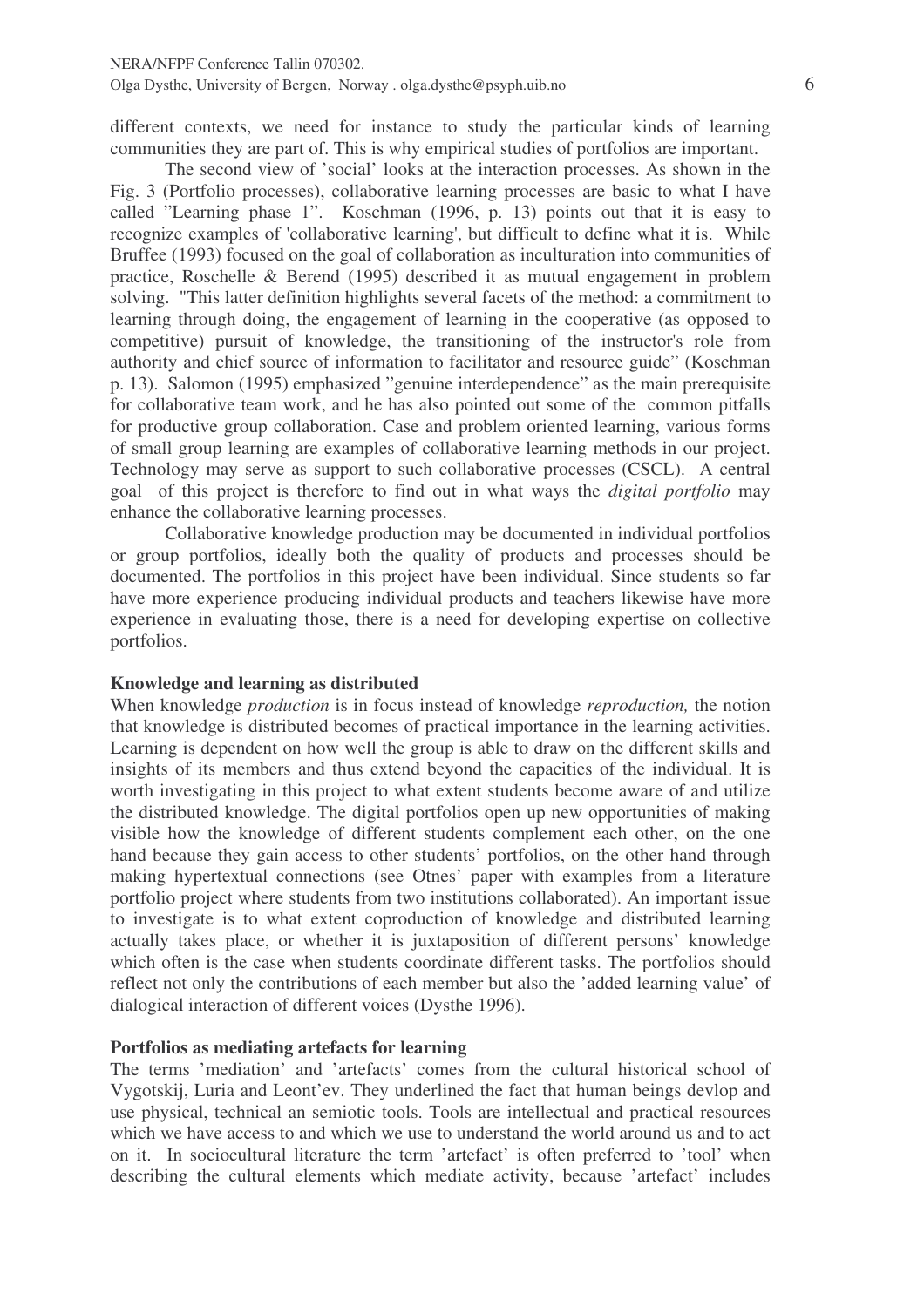different contexts, we need for instance to study the particular kinds of learning communities they are part of. This is why empirical studies of portfolios are important.

The second view of 'social' looks at the interaction processes. As shown in the Fig. 3 (Portfolio processes), collaborative learning processes are basic to what I have called "Learning phase 1". Koschman (1996, p. 13) points out that it is easy to recognize examples of 'collaborative learning', but difficult to define what it is. While Bruffee (1993) focused on the goal of collaboration as inculturation into communities of practice, Roschelle & Berend (1995) described it as mutual engagement in problem solving. "This latter definition highlights several facets of the method: a commitment to learning through doing, the engagement of learning in the cooperative (as opposed to competitive) pursuit of knowledge, the transitioning of the instructor's role from authority and chief source of information to facilitator and resource guide" (Koschman p. 13). Salomon (1995) emphasized "genuine interdependence" as the main prerequisite for collaborative team work, and he has also pointed out some of the common pitfalls for productive group collaboration. Case and problem oriented learning, various forms of small group learning are examples of collaborative learning methods in our project. Technology may serve as support to such collaborative processes (CSCL). A central goal of this project is therefore to find out in what ways the *digital portfolio* may enhance the collaborative learning processes.

Collaborative knowledge production may be documented in individual portfolios or group portfolios, ideally both the quality of products and processes should be documented. The portfolios in this project have been individual. Since students so far have more experience producing individual products and teachers likewise have more experience in evaluating those, there is a need for developing expertise on collective portfolios.

**Knowledge and learning as distributed**

When knowledge *production* is in focus instead of knowledge *reproduction,* the notion that knowledge is distributed becomes of practical importance in the learning activities. Learning is dependent on how well the group is able to draw on the different skills and insights of its members and thus extend beyond the capacities of the individual. It is worth investigating in this project to what extent students become aware of and utilize the distributed knowledge. The digital portfolios open up new opportunities of making visible how the knowledge of different students complement each other, on the one hand because they gain access to other students' portfolios, on the other hand through making hypertextual connections (see Otnes' paper with examples from a literature portfolio project where students from two institutions collaborated). An important issue to investigate is to what extent coproduction of knowledge and distributed learning actually takes place, or whether it is juxtaposition of different persons' knowledge which often is the case when students coordinate different tasks. The portfolios should reflect not only the contributions of each member but also the 'added learning value' of dialogical interaction of different voices (Dysthe 1996).

**Portfolios as mediating artefacts for learning**

The terms 'mediation' and 'artefacts' comes from the cultural historical school of Vygotskij, Luria and Leont'ev. They underlined the fact that human beings devlop and use physical, technical an semiotic tools. Tools are intellectual and practical resources which we have access to and which we use to understand the world around us and to act on it. In sociocultural literature the term 'artefact' is often preferred to 'tool' when describing the cultural elements which mediate activity, because 'artefact' includes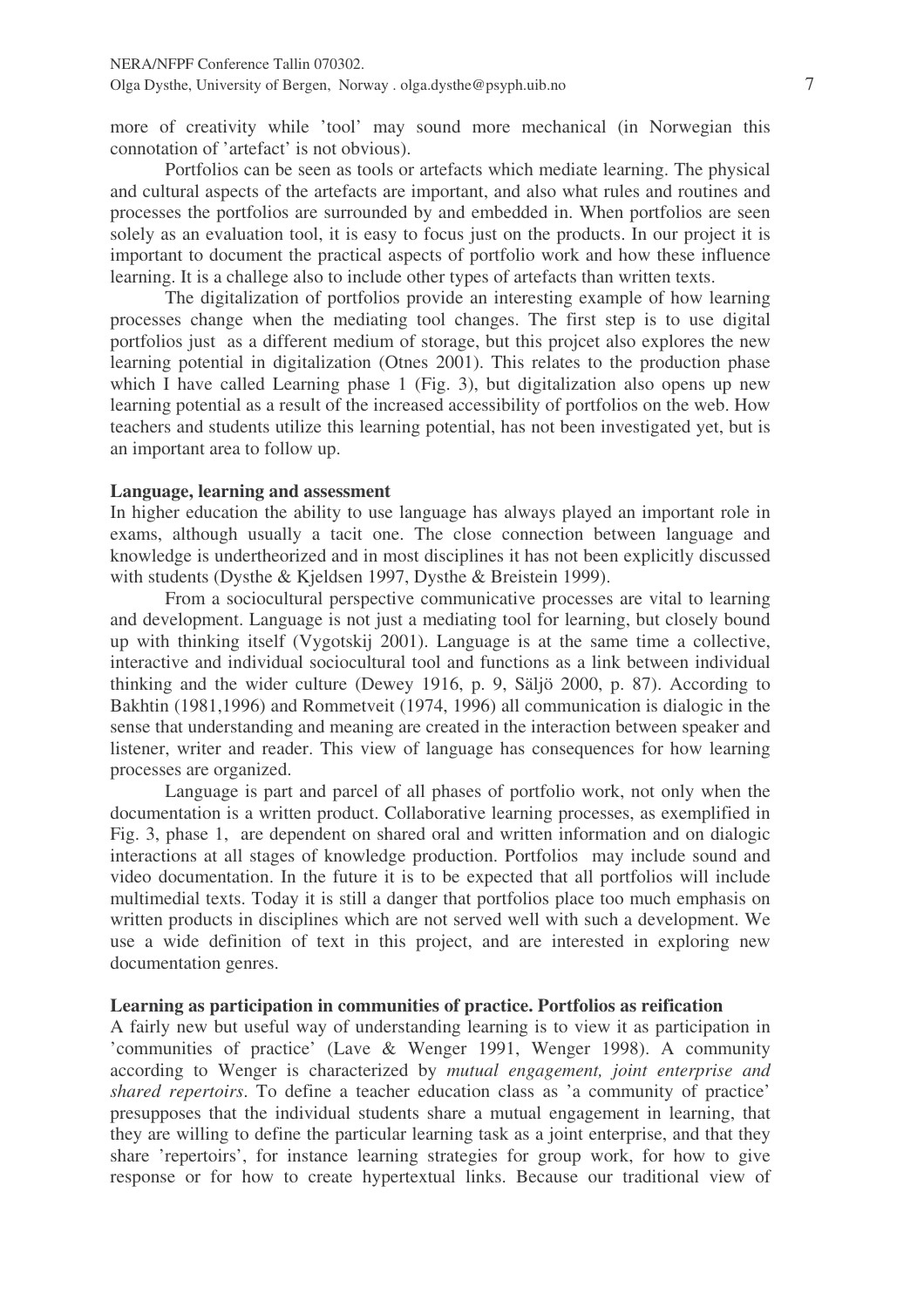more of creativity while 'tool' may sound more mechanical (in Norwegian this connotation of 'artefact' is not obvious).

Portfolios can be seen as tools or artefacts which mediate learning. The physical and cultural aspects of the artefacts are important, and also what rules and routines and processes the portfolios are surrounded by and embedded in. When portfolios are seen solely as an evaluation tool, it is easy to focus just on the products. In our project it is important to document the practical aspects of portfolio work and how these influence learning. It is a challege also to include other types of artefacts than written texts.

The digitalization of portfolios provide an interesting example of how learning processes change when the mediating tool changes. The first step is to use digital portfolios just as a different medium of storage, but this projcet also explores the new learning potential in digitalization (Otnes 2001). This relates to the production phase which I have called Learning phase 1 (Fig. 3), but digitalization also opens up new learning potential as a result of the increased accessibility of portfolios on the web. How teachers and students utilize this learning potential, has not been investigated yet, but is an important area to follow up.

**Language, learning and assessment**

In higher education the ability to use language has always played an important role in exams, although usually a tacit one. The close connection between language and knowledge is undertheorized and in most disciplines it has not been explicitly discussed with students (Dysthe & Kjeldsen 1997, Dysthe & Breistein 1999).

From a sociocultural perspective communicative processes are vital to learning and development. Language is not just a mediating tool for learning, but closely bound up with thinking itself (Vygotskij 2001). Language is at the same time a collective, interactive and individual sociocultural tool and functions as a link between individual thinking and the wider culture (Dewey 1916, p. 9, Säljö 2000, p. 87). According to Bakhtin (1981,1996) and Rommetveit (1974, 1996) all communication is dialogic in the sense that understanding and meaning are created in the interaction between speaker and listener, writer and reader. This view of language has consequences for how learning processes are organized.

Language is part and parcel of all phases of portfolio work, not only when the documentation is a written product. Collaborative learning processes, as exemplified in Fig. 3, phase 1, are dependent on shared oral and written information and on dialogic interactions at all stages of knowledge production. Portfolios may include sound and video documentation. In the future it is to be expected that all portfolios will include multimedial texts. Today it is still a danger that portfolios place too much emphasis on written products in disciplines which are not served well with such a development. We use a wide definition of text in this project, and are interested in exploring new documentation genres.

**Learning as participation in communities of practice. Portfolios as reification**

A fairly new but useful way of understanding learning is to view it as participation in 'communities of practice' (Lave & Wenger 1991, Wenger 1998). A community according to Wenger is characterized by *mutual engagement, joint enterprise and shared repertoirs*. To define a teacher education class as 'a community of practice' presupposes that the individual students share a mutual engagement in learning, that they are willing to define the particular learning task as a joint enterprise, and that they share 'repertoirs', for instance learning strategies for group work, for how to give response or for how to create hypertextual links. Because our traditional view of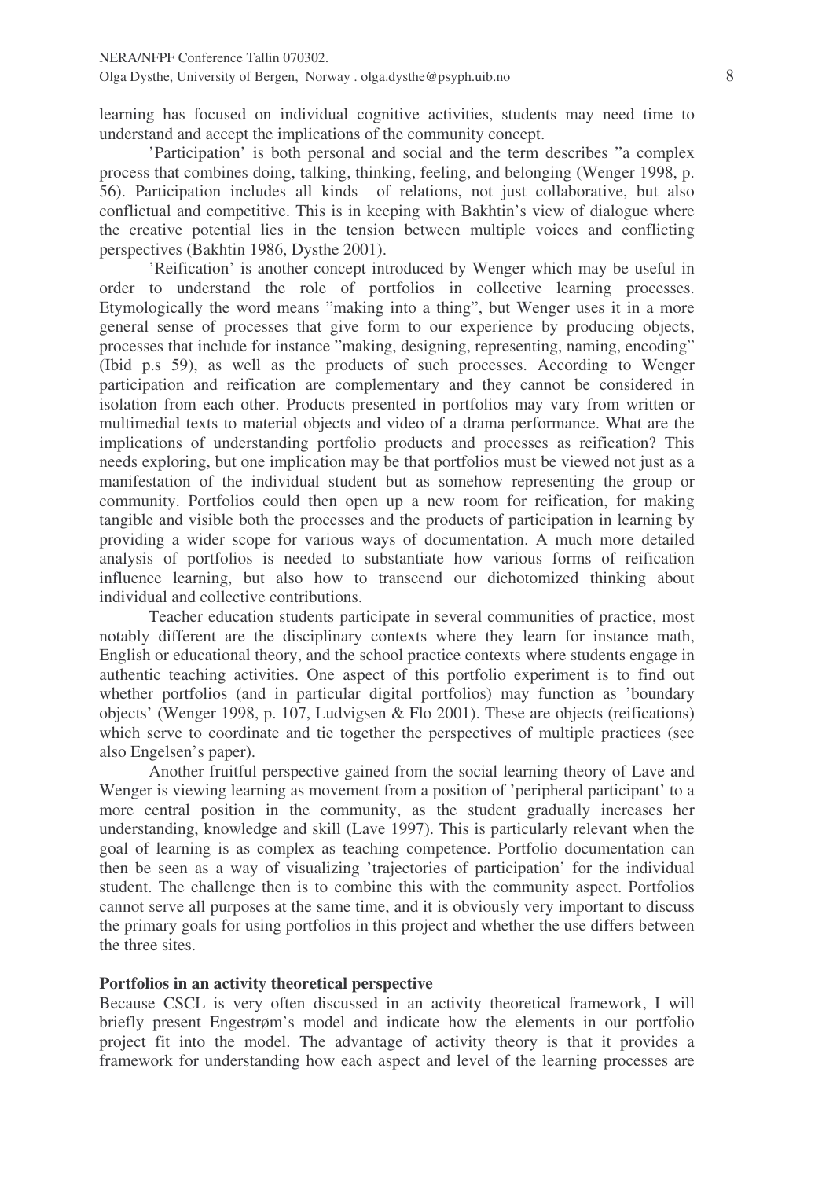learning has focused on individual cognitive activities, students may need time to understand and accept the implications of the community concept.

'Participation' is both personal and social and the term describes "a complex process that combines doing, talking, thinking, feeling, and belonging (Wenger 1998, p. 56). Participation includes all kinds of relations, not just collaborative, but also conflictual and competitive. This is in keeping with Bakhtin's view of dialogue where the creative potential lies in the tension between multiple voices and conflicting perspectives (Bakhtin 1986, Dysthe 2001).

'Reification' is another concept introduced by Wenger which may be useful in order to understand the role of portfolios in collective learning processes. Etymologically the word means "making into a thing", but Wenger uses it in a more general sense of processes that give form to our experience by producing objects, processes that include for instance "making, designing, representing, naming, encoding" (Ibid p.s 59), as well as the products of such processes. According to Wenger participation and reification are complementary and they cannot be considered in isolation from each other. Products presented in portfolios may vary from written or multimedial texts to material objects and video of a drama performance. What are the implications of understanding portfolio products and processes as reification? This needs exploring, but one implication may be that portfolios must be viewed not just as a manifestation of the individual student but as somehow representing the group or community. Portfolios could then open up a new room for reification, for making tangible and visible both the processes and the products of participation in learning by providing a wider scope for various ways of documentation. A much more detailed analysis of portfolios is needed to substantiate how various forms of reification influence learning, but also how to transcend our dichotomized thinking about individual and collective contributions.

Teacher education students participate in several communities of practice, most notably different are the disciplinary contexts where they learn for instance math, English or educational theory, and the school practice contexts where students engage in authentic teaching activities. One aspect of this portfolio experiment is to find out whether portfolios (and in particular digital portfolios) may function as 'boundary objects' (Wenger 1998, p. 107, Ludvigsen & Flo 2001). These are objects (reifications) which serve to coordinate and tie together the perspectives of multiple practices (see also Engelsen's paper).

Another fruitful perspective gained from the social learning theory of Lave and Wenger is viewing learning as movement from a position of 'peripheral participant' to a more central position in the community, as the student gradually increases her understanding, knowledge and skill (Lave 1997). This is particularly relevant when the goal of learning is as complex as teaching competence. Portfolio documentation can then be seen as a way of visualizing 'trajectories of participation' for the individual student. The challenge then is to combine this with the community aspect. Portfolios cannot serve all purposes at the same time, and it is obviously very important to discuss the primary goals for using portfolios in this project and whether the use differs between the three sites.

**Portfolios in an activity theoretical perspective**

Because CSCL is very often discussed in an activity theoretical framework, I will briefly present Engestrøm's model and indicate how the elements in our portfolio project fit into the model. The advantage of activity theory is that it provides a framework for understanding how each aspect and level of the learning processes are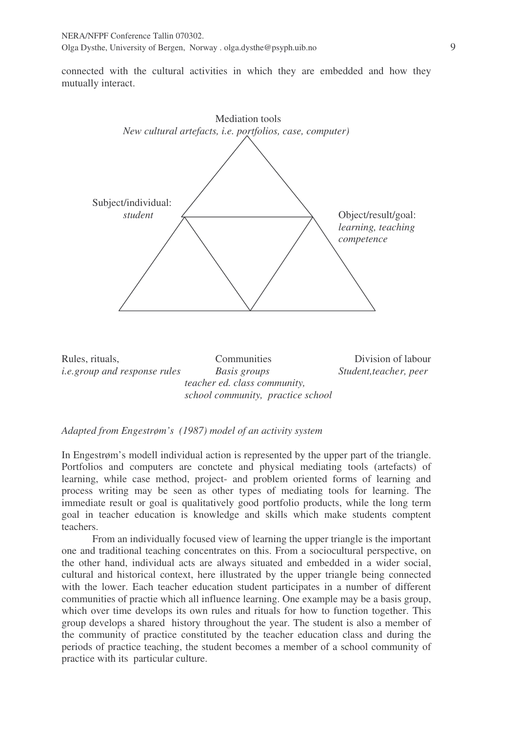connected with the cultural activities in which they are embedded and how they mutually interact.

Mediation tools
*New cultural artefacts, i.e. portfolios, case, computer)*

Subject/individual:
*student*

Object/result/goal:
*learning, teaching competence*

Rules, rituals,
*i.e.group and response rules*

Communities
*Basis groups*
*teacher ed. class community,*
*school community, practice school*

Division of labour
*Student,teacher, peer*

*Adapted from Engestrøm's (1987) model of an activity system*

In Engestrøm's modell individual action is represented by the upper part of the triangle. Portfolios and computers are conctete and physical mediating tools (artefacts) of learning, while case method, project- and problem oriented forms of learning and process writing may be seen as other types of mediating tools for learning. The immediate result or goal is qualitatively good portfolio products, while the long term goal in teacher education is knowledge and skills which make students comptent teachers.

From an individually focused view of learning the upper triangle is the important one and traditional teaching concentrates on this. From a sociocultural perspective, on the other hand, individual acts are always situated and embedded in a wider social, cultural and historical context, here illustrated by the upper triangle being connected with the lower. Each teacher education student participates in a number of different communities of practie which all influence learning. One example may be a basis group, which over time develops its own rules and rituals for how to function together. This group develops a shared history throughout the year. The student is also a member of the community of practice constituted by the teacher education class and during the periods of practice teaching, the student becomes a member of a school community of practice with its particular culture.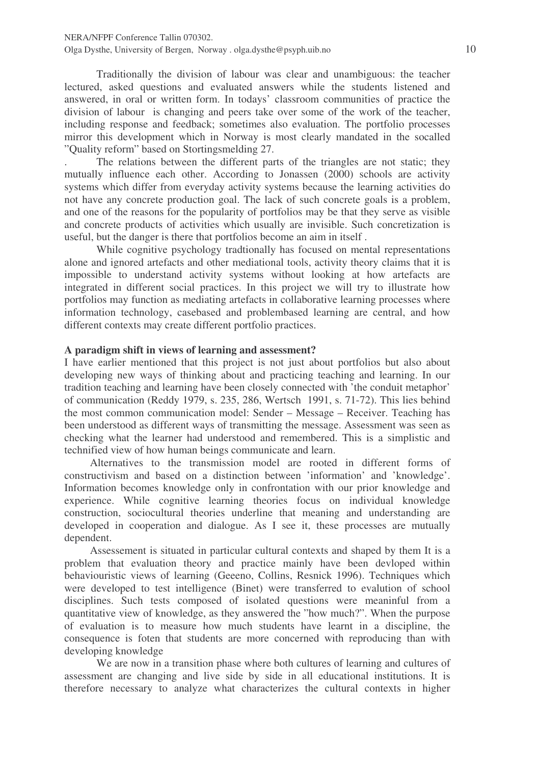Traditionally the division of labour was clear and unambiguous: the teacher lectured, asked questions and evaluated answers while the students listened and answered, in oral or written form. In todays' classroom communities of practice the division of labour is changing and peers take over some of the work of the teacher, including response and feedback; sometimes also evaluation. The portfolio processes mirror this development which in Norway is most clearly mandated in the socalled "Quality reform" based on Stortingsmelding 27.

. The relations between the different parts of the triangles are not static; they mutually influence each other. According to Jonassen (2000) schools are activity systems which differ from everyday activity systems because the learning activities do not have any concrete production goal. The lack of such concrete goals is a problem, and one of the reasons for the popularity of portfolios may be that they serve as visible and concrete products of activities which usually are invisible. Such concretization is useful, but the danger is there that portfolios become an aim in itself .

While cognitive psychology tradtionally has focused on mental representations alone and ignored artefacts and other mediational tools, activity theory claims that it is impossible to understand activity systems without looking at how artefacts are integrated in different social practices. In this project we will try to illustrate how portfolios may function as mediating artefacts in collaborative learning processes where information technology, casebased and problembased learning are central, and how different contexts may create different portfolio practices.

**A paradigm shift in views of learning and assessment?**

I have earlier mentioned that this project is not just about portfolios but also about developing new ways of thinking about and practicing teaching and learning. In our tradition teaching and learning have been closely connected with 'the conduit metaphor' of communication (Reddy 1979, s. 235, 286, Wertsch 1991, s. 71-72). This lies behind the most common communication model: Sender – Message – Receiver. Teaching has been understood as different ways of transmitting the message. Assessment was seen as checking what the learner had understood and remembered. This is a simplistic and technified view of how human beings communicate and learn.

Alternatives to the transmission model are rooted in different forms of constructivism and based on a distinction between 'information' and 'knowledge'. Information becomes knowledge only in confrontation with our prior knowledge and experience. While cognitive learning theories focus on individual knowledge construction, sociocultural theories underline that meaning and understanding are developed in cooperation and dialogue. As I see it, these processes are mutually dependent.

Assessement is situated in particular cultural contexts and shaped by them It is a problem that evaluation theory and practice mainly have been devloped within behaviouristic views of learning (Geeeno, Collins, Resnick 1996). Techniques which were developed to test intelligence (Binet) were transferred to evalution of school disciplines. Such tests composed of isolated questions were meaninful from a quantitative view of knowledge, as they answered the "how much?". When the purpose of evaluation is to measure how much students have learnt in a discipline, the consequence is foten that students are more concerned with reproducing than with developing knowledge

We are now in a transition phase where both cultures of learning and cultures of assessment are changing and live side by side in all educational institutions. It is therefore necessary to analyze what characterizes the cultural contexts in higher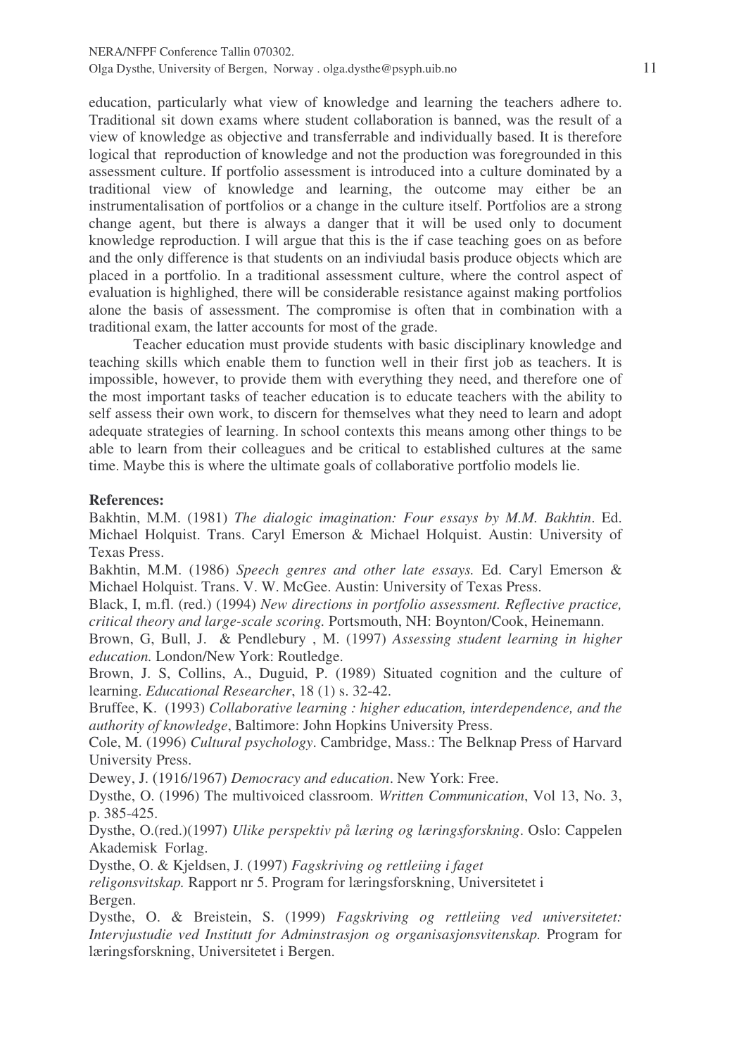education, particularly what view of knowledge and learning the teachers adhere to. Traditional sit down exams where student collaboration is banned, was the result of a view of knowledge as objective and transferrable and individually based. It is therefore logical that reproduction of knowledge and not the production was foregrounded in this assessment culture. If portfolio assessment is introduced into a culture dominated by a traditional view of knowledge and learning, the outcome may either be an instrumentalisation of portfolios or a change in the culture itself. Portfolios are a strong change agent, but there is always a danger that it will be used only to document knowledge reproduction. I will argue that this is the if case teaching goes on as before and the only difference is that students on an indiviudal basis produce objects which are placed in a portfolio. In a traditional assessment culture, where the control aspect of evaluation is highlighed, there will be considerable resistance against making portfolios alone the basis of assessment. The compromise is often that in combination with a traditional exam, the latter accounts for most of the grade.

Teacher education must provide students with basic disciplinary knowledge and teaching skills which enable them to function well in their first job as teachers. It is impossible, however, to provide them with everything they need, and therefore one of the most important tasks of teacher education is to educate teachers with the ability to self assess their own work, to discern for themselves what they need to learn and adopt adequate strategies of learning. In school contexts this means among other things to be able to learn from their colleagues and be critical to established cultures at the same time. Maybe this is where the ultimate goals of collaborative portfolio models lie.

**References:**

Bakhtin, M.M. (1981) *The dialogic imagination: Four essays by M.M. Bakhtin*. Ed. Michael Holquist. Trans. Caryl Emerson & Michael Holquist. Austin: University of Texas Press.

Bakhtin, M.M. (1986) *Speech genres and other late essays.* Ed. Caryl Emerson & Michael Holquist. Trans. V. W. McGee. Austin: University of Texas Press.

Black, I, m.fl. (red.) (1994) *New directions in portfolio assessment. Reflective practice, critical theory and large-scale scoring.* Portsmouth, NH: Boynton/Cook, Heinemann.

Brown, G, Bull, J. & Pendlebury , M. (1997) *Assessing student learning in higher education.* London/New York: Routledge.

Brown, J. S, Collins, A., Duguid, P. (1989) Situated cognition and the culture of learning. *Educational Researcher*, 18 (1) s. 32-42.

Bruffee, K. (1993) *Collaborative learning : higher education, interdependence, and the authority of knowledge*, Baltimore: John Hopkins University Press.

Cole, M. (1996) *Cultural psychology*. Cambridge, Mass.: The Belknap Press of Harvard University Press.

Dewey, J. (1916/1967) *Democracy and education*. New York: Free.

Dysthe, O. (1996) The multivoiced classroom. *Written Communication*, Vol 13, No. 3, p. 385-425.

Dysthe, O.(red.)(1997) *Ulike perspektiv på læring og læringsforskning*. Oslo: Cappelen Akademisk Forlag.

Dysthe, O. & Kjeldsen, J. (1997) *Fagskriving og rettleiing i faget religonsvitskap.* Rapport nr 5. Program for læringsforskning, Universitetet i Bergen.

Dysthe, O. & Breistein, S. (1999) *Fagskriving og rettleiing ved universitetet: Intervjustudie ved Institutt for Adminstrasjon og organisasjonsvitenskap.* Program for læringsforskning, Universitetet i Bergen.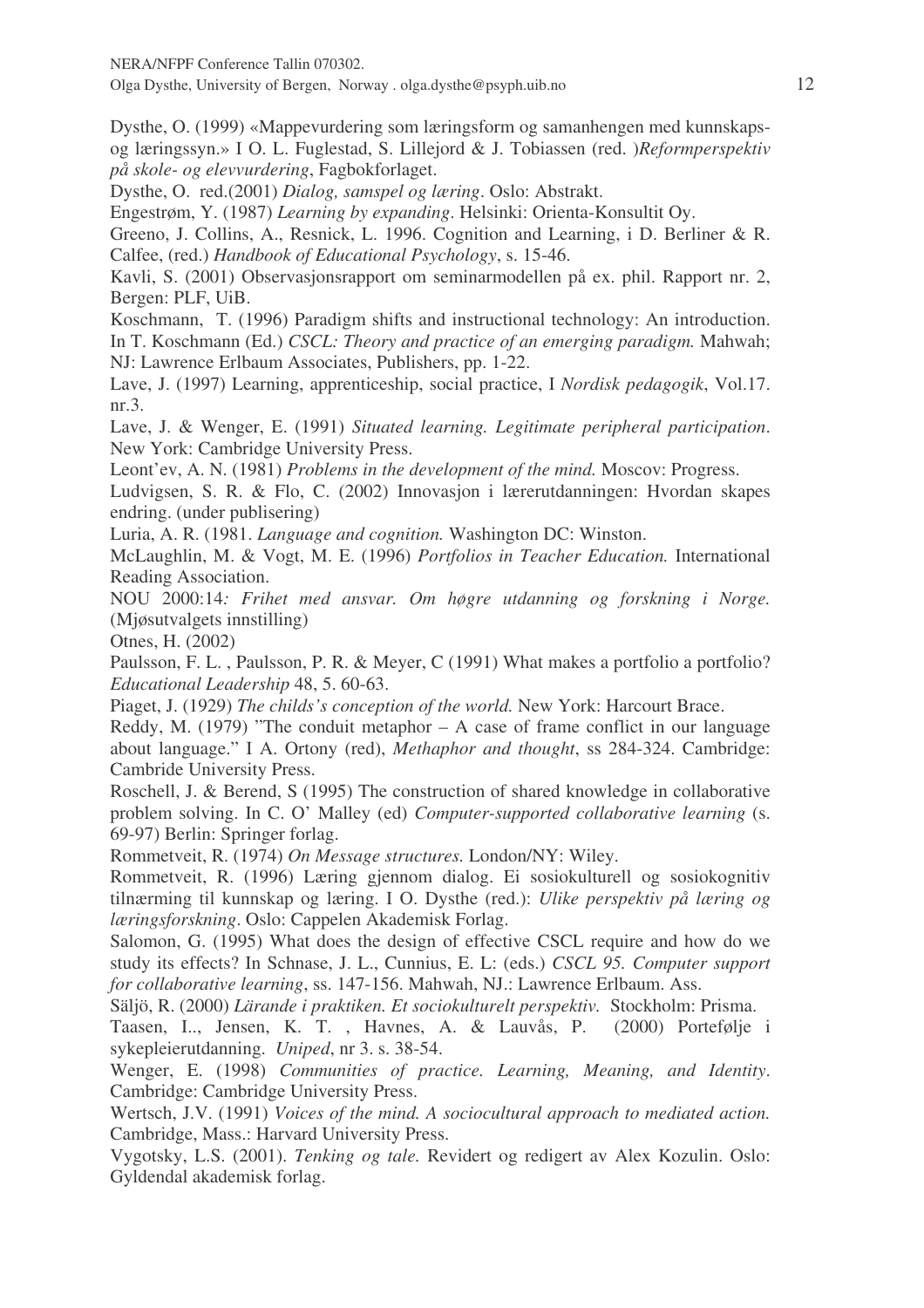Dysthe, O. (1999) «Mappevurdering som læringsform og samanhengen med kunnskaps- og læringssyn.» I O. L. Fuglestad, S. Lillejord & J. Tobiassen (red. )*Reformperspektiv på skole- og elevvurdering*, Fagbokforlaget.

Dysthe, O. red.(2001) *Dialog, samspel og læring*. Oslo: Abstrakt.

Engestrøm, Y. (1987) *Learning by expanding*. Helsinki: Orienta-Konsultit Oy.

Greeno, J. Collins, A., Resnick, L. 1996. Cognition and Learning, i D. Berliner & R. Calfee, (red.) *Handbook of Educational Psychology*, s. 15-46.

Kavli, S. (2001) Observasjonsrapport om seminarmodellen på ex. phil. Rapport nr. 2, Bergen: PLF, UiB.

Koschmann, T. (1996) Paradigm shifts and instructional technology: An introduction. In T. Koschmann (Ed.) *CSCL: Theory and practice of an emerging paradigm.* Mahwah; NJ: Lawrence Erlbaum Associates, Publishers, pp. 1-22.

Lave, J. (1997) Learning, apprenticeship, social practice, I *Nordisk pedagogik*, Vol.17. nr.3.

Lave, J. & Wenger, E. (1991) *Situated learning. Legitimate peripheral participation*. New York: Cambridge University Press.

Leont'ev, A. N. (1981) *Problems in the development of the mind.* Moscov: Progress.

Ludvigsen, S. R. & Flo, C. (2002) Innovasjon i lærerutdanningen: Hvordan skapes endring. (under publisering)

Luria, A. R. (1981. *Language and cognition.* Washington DC: Winston.

McLaughlin, M. & Vogt, M. E. (1996) *Portfolios in Teacher Education.* International Reading Association.

NOU 2000:14*: Frihet med ansvar. Om høgre utdanning og forskning i Norge.* (Mjøsutvalgets innstilling)

Otnes, H. (2002)

Paulsson, F. L. , Paulsson, P. R. & Meyer, C (1991) What makes a portfolio a portfolio? *Educational Leadership* 48, 5. 60-63.

Piaget, J. (1929) *The childs's conception of the world.* New York: Harcourt Brace.

Reddy, M. (1979) "The conduit metaphor – A case of frame conflict in our language about language." I A. Ortony (red), *Methaphor and thought*, ss 284-324. Cambridge: Cambride University Press.

Roschell, J. & Berend, S (1995) The construction of shared knowledge in collaborative problem solving. In C. O' Malley (ed) *Computer-supported collaborative learning* (s. 69-97) Berlin: Springer forlag.

Rommetveit, R. (1974) *On Message structures.* London/NY: Wiley.

Rommetveit, R. (1996) Læring gjennom dialog. Ei sosiokulturell og sosiokognitiv tilnærming til kunnskap og læring. I O. Dysthe (red.): *Ulike perspektiv på læring og læringsforskning*. Oslo: Cappelen Akademisk Forlag.

Salomon, G. (1995) What does the design of effective CSCL require and how do we study its effects? In Schnase, J. L., Cunnius, E. L: (eds.) *CSCL 95. Computer support for collaborative learning*, ss. 147-156. Mahwah, NJ.: Lawrence Erlbaum. Ass.

Säljö, R. (2000) *Lärande i praktiken. Et sociokulturelt perspektiv.* Stockholm: Prisma.

Taasen, I.., Jensen, K. T. , Havnes, A. & Lauvås, P. (2000) Portefølje i sykepleierutdanning. *Uniped*, nr 3. s. 38-54.

Wenger, E. (1998) *Communities of practice. Learning, Meaning, and Identity*. Cambridge: Cambridge University Press.

Wertsch, J.V. (1991) *Voices of the mind. A sociocultural approach to mediated action.* Cambridge, Mass.: Harvard University Press.

Vygotsky, L.S. (2001). *Tenking og tale.* Revidert og redigert av Alex Kozulin. Oslo: Gyldendal akademisk forlag.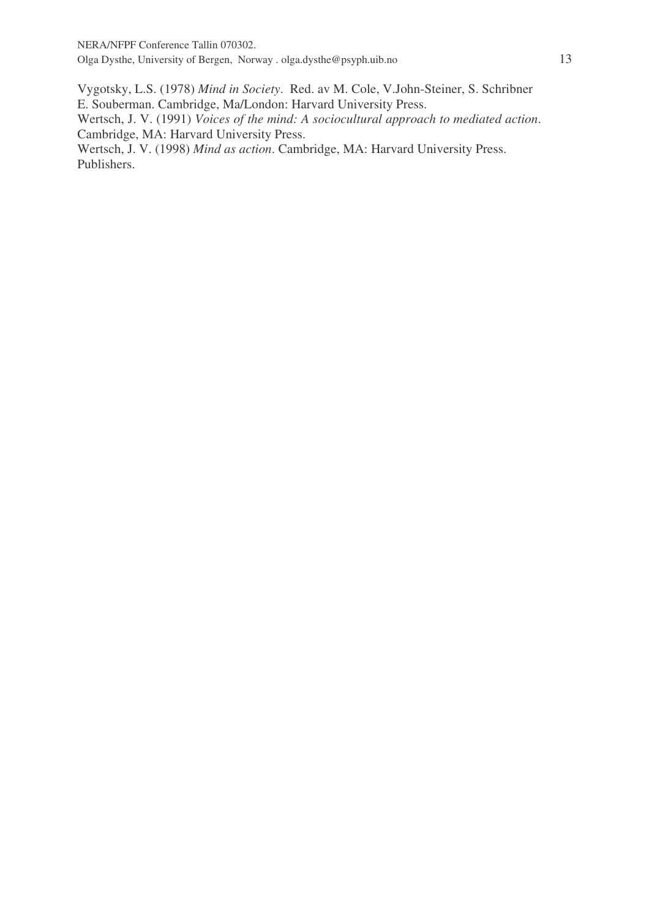Vygotsky, L.S. (1978) *Mind in Society*. Red. av M. Cole, V.John-Steiner, S. Schribner E. Souberman. Cambridge, Ma/London: Harvard University Press.

Wertsch, J. V. (1991) *Voices of the mind: A sociocultural approach to mediated action*. Cambridge, MA: Harvard University Press.

Wertsch, J. V. (1998) *Mind as action*. Cambridge, MA: Harvard University Press. Publishers.